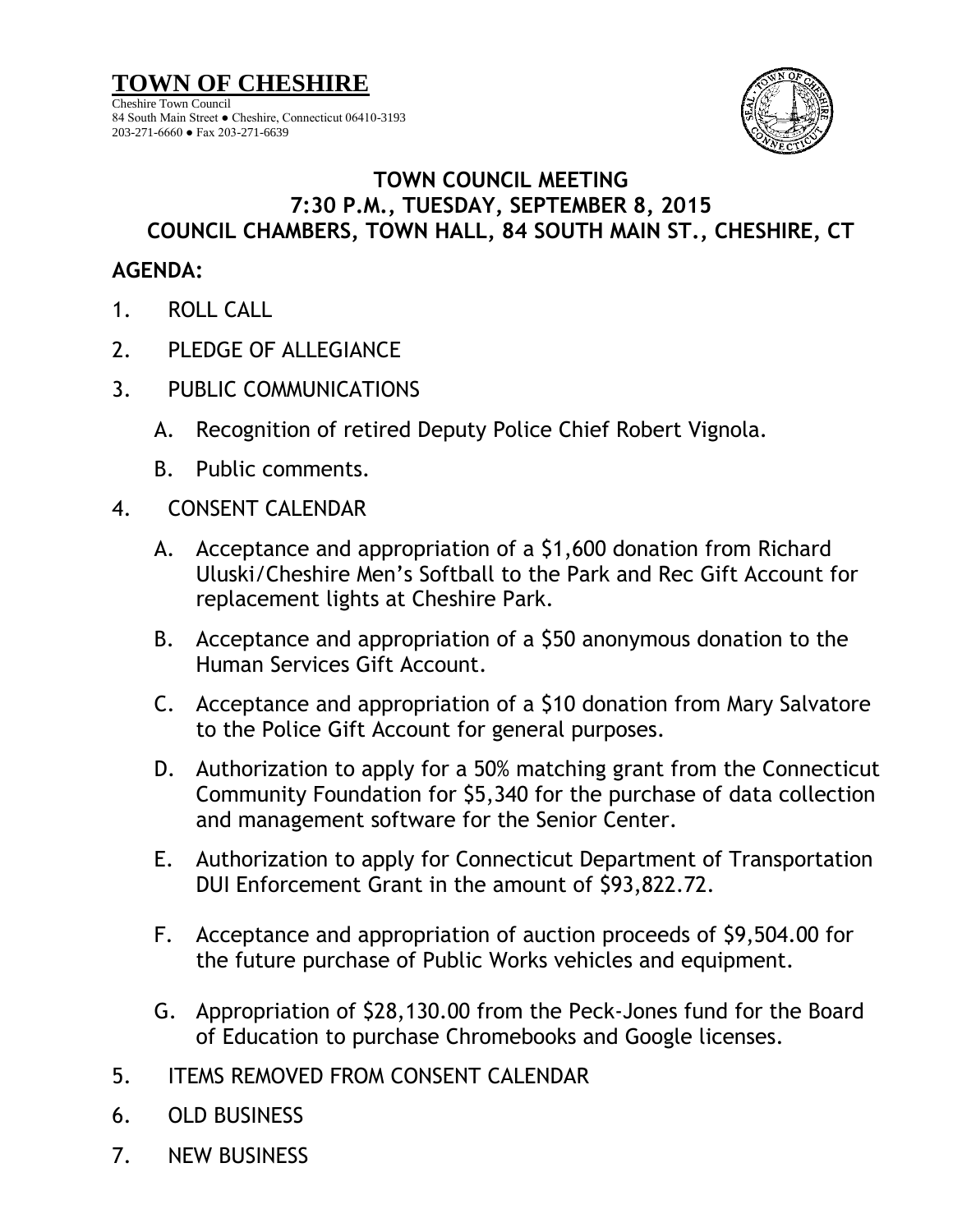# TOWN OF CHESHIRE

Cheshire Town Council
84 South Main Street ● Cheshire, Connecticut 06410-3193
203-271-6660 ● Fax 203-271-6639

## TOWN COUNCIL MEETING
## 7:30 P.M., TUESDAY, SEPTEMBER 8, 2015
## COUNCIL CHAMBERS, TOWN HALL, 84 SOUTH MAIN ST., CHESHIRE, CT

**AGENDA:**

1. ROLL CALL
2. PLEDGE OF ALLEGIANCE
3. PUBLIC COMMUNICATIONS
   A. Recognition of retired Deputy Police Chief Robert Vignola.
   B. Public comments.
4. CONSENT CALENDAR
   A. Acceptance and appropriation of a $1,600 donation from Richard Uluski/Cheshire Men's Softball to the Park and Rec Gift Account for replacement lights at Cheshire Park.
   B. Acceptance and appropriation of a $50 anonymous donation to the Human Services Gift Account.
   C. Acceptance and appropriation of a $10 donation from Mary Salvatore to the Police Gift Account for general purposes.
   D. Authorization to apply for a 50% matching grant from the Connecticut Community Foundation for $5,340 for the purchase of data collection and management software for the Senior Center.
   E. Authorization to apply for Connecticut Department of Transportation DUI Enforcement Grant in the amount of $93,822.72.
   F. Acceptance and appropriation of auction proceeds of $9,504.00 for the future purchase of Public Works vehicles and equipment.
   G. Appropriation of $28,130.00 from the Peck-Jones fund for the Board of Education to purchase Chromebooks and Google licenses.
5. ITEMS REMOVED FROM CONSENT CALENDAR
6. OLD BUSINESS
7. NEW BUSINESS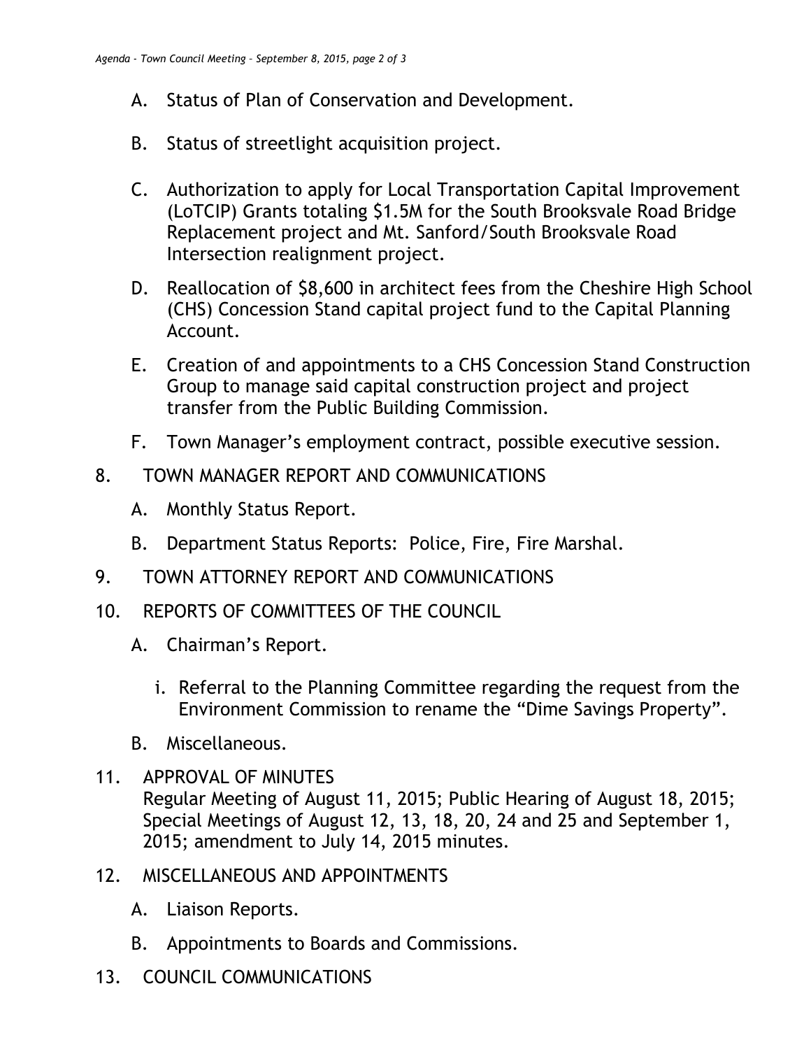A. Status of Plan of Conservation and Development.

B. Status of streetlight acquisition project.

C. Authorization to apply for Local Transportation Capital Improvement (LoTCIP) Grants totaling $1.5M for the South Brooksvale Road Bridge Replacement project and Mt. Sanford/South Brooksvale Road Intersection realignment project.

D. Reallocation of $8,600 in architect fees from the Cheshire High School (CHS) Concession Stand capital project fund to the Capital Planning Account.

E. Creation of and appointments to a CHS Concession Stand Construction Group to manage said capital construction project and project transfer from the Public Building Commission.

F. Town Manager's employment contract, possible executive session.

8. TOWN MANAGER REPORT AND COMMUNICATIONS

   A. Monthly Status Report.

   B. Department Status Reports: Police, Fire, Fire Marshal.

9. TOWN ATTORNEY REPORT AND COMMUNICATIONS

10. REPORTS OF COMMITTEES OF THE COUNCIL

    A. Chairman's Report.

       i. Referral to the Planning Committee regarding the request from the Environment Commission to rename the "Dime Savings Property".

    B. Miscellaneous.

11. APPROVAL OF MINUTES
    Regular Meeting of August 11, 2015; Public Hearing of August 18, 2015; Special Meetings of August 12, 13, 18, 20, 24 and 25 and September 1, 2015; amendment to July 14, 2015 minutes.

12. MISCELLANEOUS AND APPOINTMENTS

    A. Liaison Reports.

    B. Appointments to Boards and Commissions.

13. COUNCIL COMMUNICATIONS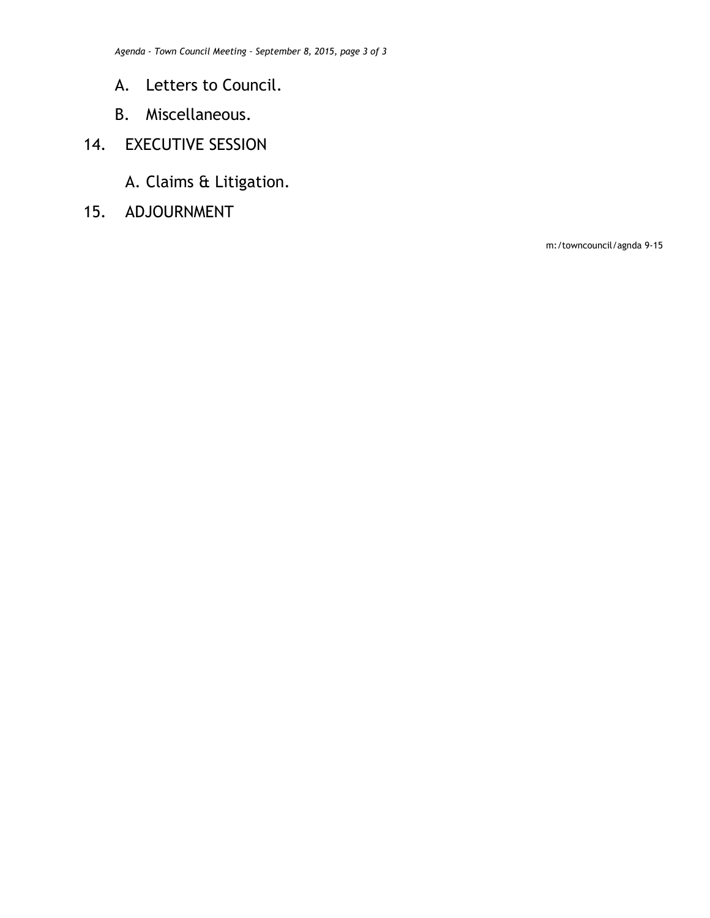A. Letters to Council.

B. Miscellaneous.

14. EXECUTIVE SESSION

    A. Claims & Litigation.

15. ADJOURNMENT

m:/towncouncil/agnda 9-15